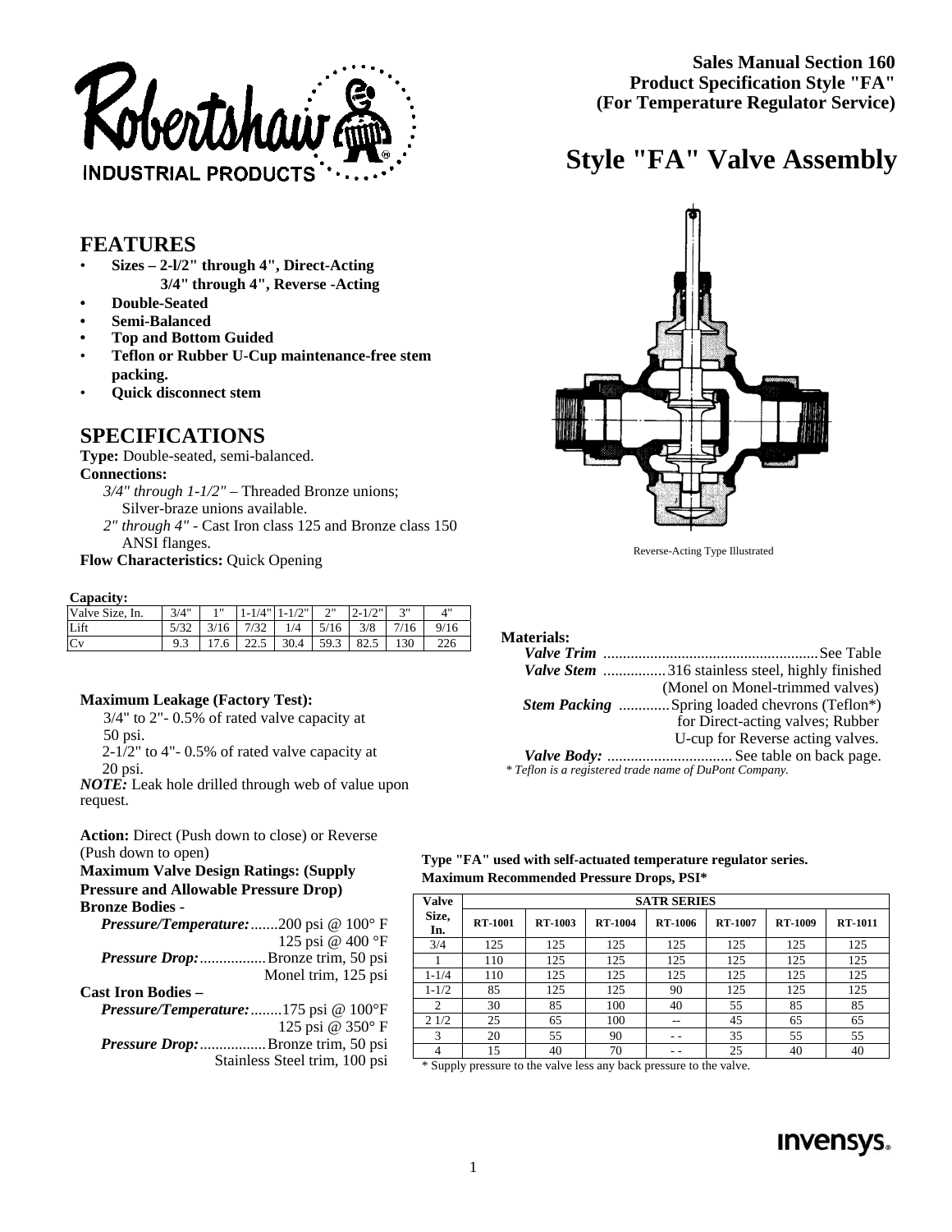Sales Manual Section 160
Product Specification Style "FA"
(For Temperature Regulator Service)

# Style "FA" Valve Assembly

## FEATURES

- **Sizes – 2-l/2" through 4", Direct-Acting**
  **3/4" through 4", Reverse -Acting**
- **Double-Seated**
- **Semi-Balanced**
- **Top and Bottom Guided**
- **Teflon or Rubber U-Cup maintenance-free stem packing.**
- **Quick disconnect stem**

## SPECIFICATIONS

**Type:** Double-seated, semi-balanced.

**Connections:**

*3/4" through 1-1/2"* – Threaded Bronze unions; Silver-braze unions available.

*2" through 4"* - Cast Iron class 125 and Bronze class 150 ANSI flanges.

**Flow Characteristics:** Quick Opening

Reverse-Acting Type Illustrated

**Capacity:**

| Valve Size, In. | 3/4" | 1" | 1-1/4" | 1-1/2" | 2" | 2-1/2" | 3" | 4" |
|---|---|---|---|---|---|---|---|---|
| Lift | 5/32 | 3/16 | 7/32 | 1/4 | 5/16 | 3/8 | 7/16 | 9/16 |
| Cv | 9.3 | 17.6 | 22.5 | 30.4 | 59.3 | 82.5 | 130 | 226 |

**Materials:**

*Valve Trim* ...................................................... See Table

*Valve Stem* ................ 316 stainless steel, highly finished (Monel on Monel-trimmed valves)

*Stem Packing* ............. Spring loaded chevrons (Teflon*) for Direct-acting valves; Rubber U-cup for Reverse acting valves.

*Valve Body:* ................................ See table on back page.

*\* Teflon is a registered trade name of DuPont Company.*

**Maximum Leakage (Factory Test):**

3/4" to 2"- 0.5% of rated valve capacity at 50 psi.

2-1/2" to 4"- 0.5% of rated valve capacity at 20 psi.

***NOTE:*** Leak hole drilled through web of value upon request.

**Action:** Direct (Push down to close) or Reverse (Push down to open)

**Maximum Valve Design Ratings: (Supply Pressure and Allowable Pressure Drop)**

**Bronze Bodies -**

*Pressure/Temperature:* .......200 psi @ 100° F
125 psi @ 400 °F

*Pressure Drop:* .................Bronze trim, 50 psi
Monel trim, 125 psi

**Cast Iron Bodies –**

*Pressure/Temperature:* ........175 psi @ 100°F
125 psi @ 350° F

*Pressure Drop:* .................Bronze trim, 50 psi
Stainless Steel trim, 100 psi

**Type "FA" used with self-actuated temperature regulator series.**
**Maximum Recommended Pressure Drops, PSI\***

| Valve Size, In. | SATR SERIES | | | | | | |
|---|---|---|---|---|---|---|---|
| | RT-1001 | RT-1003 | RT-1004 | RT-1006 | RT-1007 | RT-1009 | RT-1011 |
| 3/4 | 125 | 125 | 125 | 125 | 125 | 125 | 125 |
| 1 | 110 | 125 | 125 | 125 | 125 | 125 | 125 |
| 1-1/4 | 110 | 125 | 125 | 125 | 125 | 125 | 125 |
| 1-1/2 | 85 | 125 | 125 | 90 | 125 | 125 | 125 |
| 2 | 30 | 85 | 100 | 40 | 55 | 85 | 85 |
| 2 1/2 | 25 | 65 | 100 | -- | 45 | 65 | 65 |
| 3 | 20 | 55 | 90 | - - | 35 | 55 | 55 |
| 4 | 15 | 40 | 70 | - - | 25 | 40 | 40 |

\* Supply pressure to the valve less any back pressure to the valve.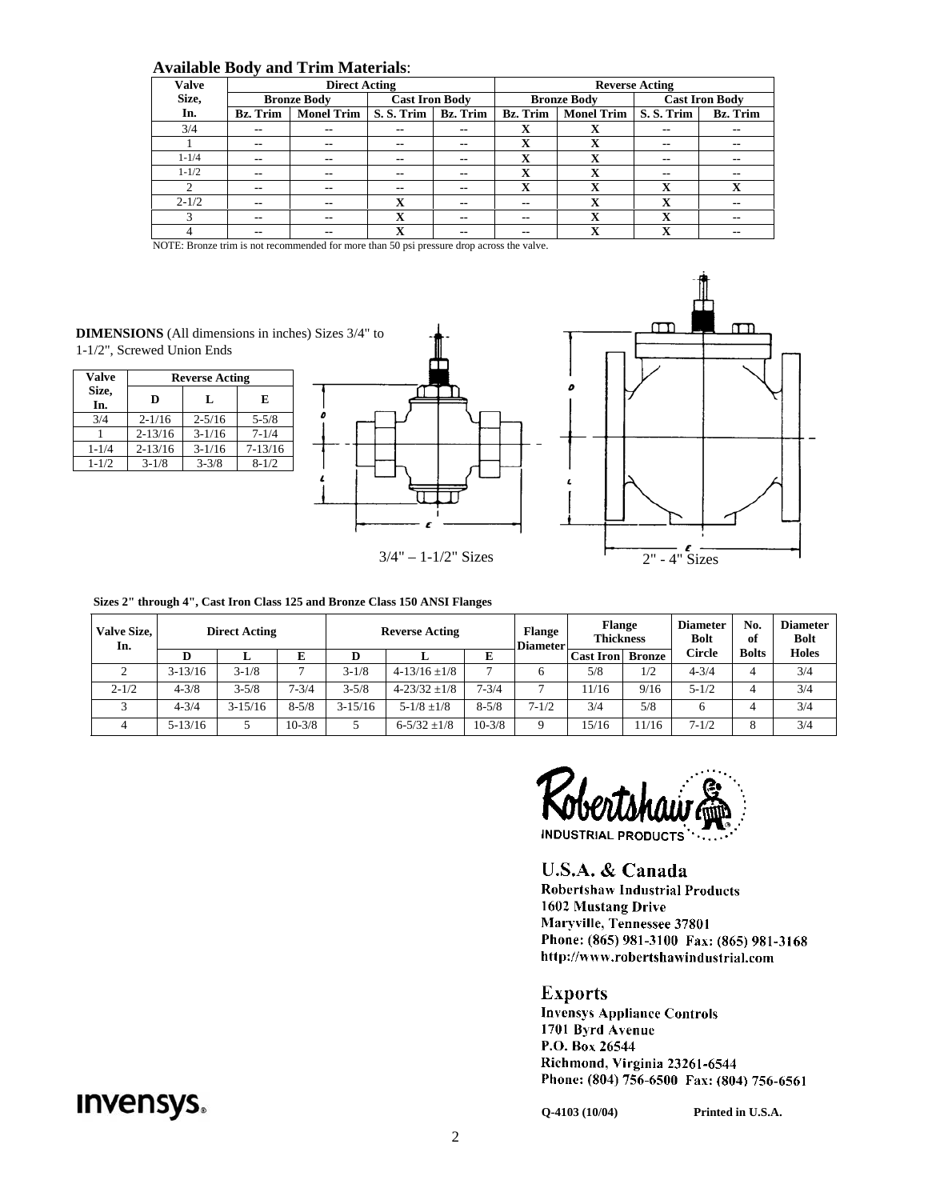## Available Body and Trim Materials:

| Valve Size, In. | Direct Acting | | | | Reverse Acting | | | |
|---|---|---|---|---|---|---|---|---|
| | Bronze Body | | Cast Iron Body | | Bronze Body | | Cast Iron Body | |
| | Bz. Trim | Monel Trim | S. S. Trim | Bz. Trim | Bz. Trim | Monel Trim | S. S. Trim | Bz. Trim |
| 3/4 | -- | -- | -- | -- | X | X | -- | -- |
| 1 | -- | -- | -- | -- | X | X | -- | -- |
| 1-1/4 | -- | -- | -- | -- | X | X | -- | -- |
| 1-1/2 | -- | -- | -- | -- | X | X | -- | -- |
| 2 | -- | -- | -- | -- | X | X | X | X |
| 2-1/2 | -- | -- | X | -- | -- | X | X | -- |
| 3 | -- | -- | X | -- | -- | X | X | -- |
| 4 | -- | -- | X | -- | -- | X | X | -- |

NOTE: Bronze trim is not recommended for more than 50 psi pressure drop across the valve.

**DIMENSIONS** (All dimensions in inches) Sizes 3/4" to 1-1/2", Screwed Union Ends

| Valve Size, In. | Reverse Acting | | |
|---|---|---|---|
| | D | L | E |
| 3/4 | 2-1/16 | 2-5/16 | 5-5/8 |
| 1 | 2-13/16 | 3-1/16 | 7-1/4 |
| 1-1/4 | 2-13/16 | 3-1/16 | 7-13/16 |
| 1-1/2 | 3-1/8 | 3-3/8 | 8-1/2 |

D
L
E

3/4" – 1-1/2" Sizes

D
L
E

2" - 4" Sizes

**Sizes 2" through 4", Cast Iron Class 125 and Bronze Class 150 ANSI Flanges**

| Valve Size, In. | Direct Acting | | | Reverse Acting | | | Flange Diameter | Flange Thickness | | Diameter Bolt Circle | No. of Bolts | Diameter Bolt Holes |
|---|---|---|---|---|---|---|---|---|---|---|---|---|
| | D | L | E | D | L | E | | Cast Iron | Bronze | | | |
| 2 | 3-13/16 | 3-1/8 | 7 | 3-1/8 | 4-13/16 ±1/8 | 7 | 6 | 5/8 | 1/2 | 4-3/4 | 4 | 3/4 |
| 2-1/2 | 4-3/8 | 3-5/8 | 7-3/4 | 3-5/8 | 4-23/32 ±1/8 | 7-3/4 | 7 | 11/16 | 9/16 | 5-1/2 | 4 | 3/4 |
| 3 | 4-3/4 | 3-15/16 | 8-5/8 | 3-15/16 | 5-1/8 ±1/8 | 8-5/8 | 7-1/2 | 3/4 | 5/8 | 6 | 4 | 3/4 |
| 4 | 5-13/16 | 5 | 10-3/8 | 5 | 6-5/32 ±1/8 | 10-3/8 | 9 | 15/16 | 11/16 | 7-1/2 | 8 | 3/4 |

Robertshaw
INDUSTRIAL PRODUCTS

**U.S.A. & Canada**
Robertshaw Industrial Products
1602 Mustang Drive
Maryville, Tennessee 37801
Phone: (865) 981-3100 Fax: (865) 981-3168
http://www.robertshawindustrial.com

**Exports**
Invensys Appliance Controls
1701 Byrd Avenue
P.O. Box 26544
Richmond, Virginia 23261-6544
Phone: (804) 756-6500 Fax: (804) 756-6561

invensys.

**Q-4103 (10/04)** **Printed in U.S.A.**